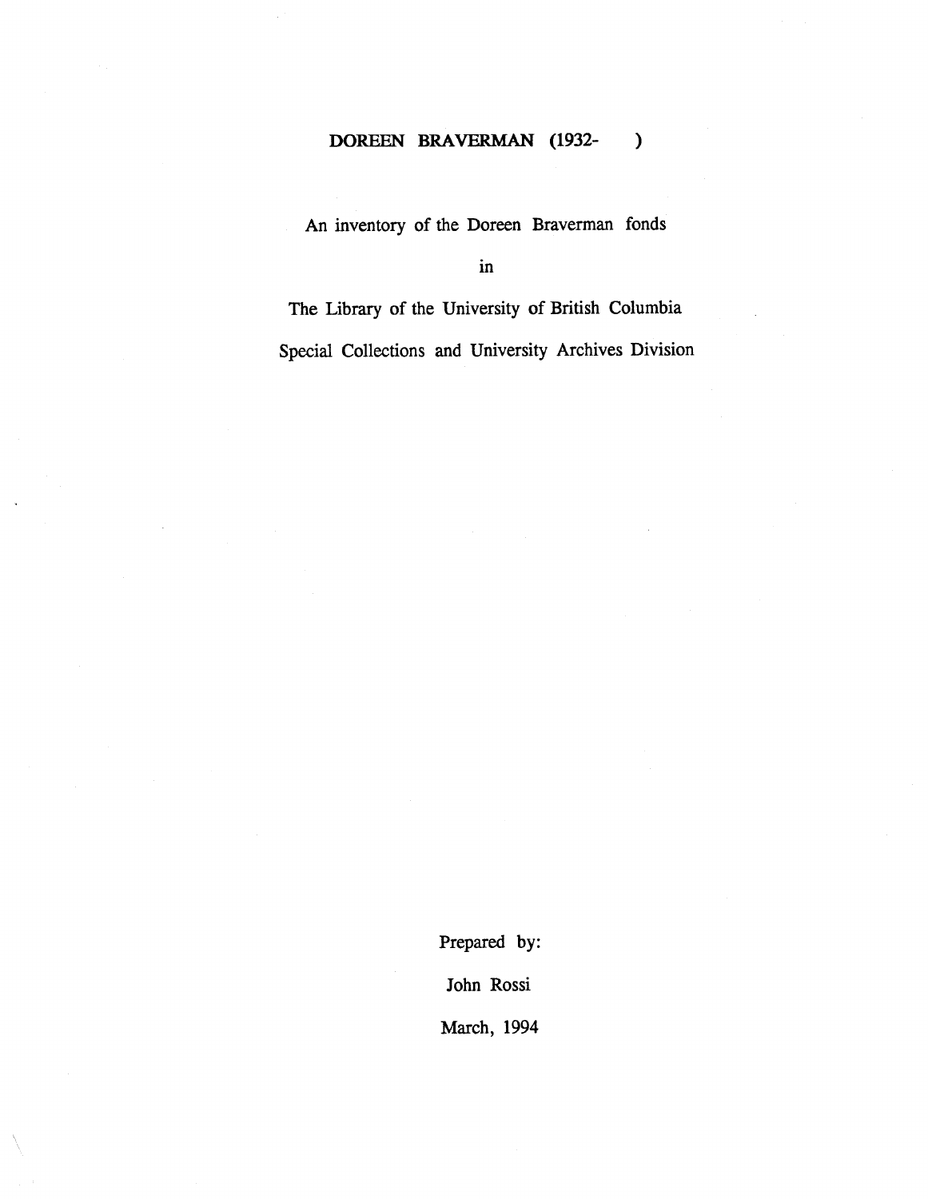# DOREEN BRAVERMAN (1932- )

An inventory of the Doreen Braverman fonds

in

The Library of the University of British Columbia

Special Collections and University Archives Division

Prepared by:

John Rossi

March, 1994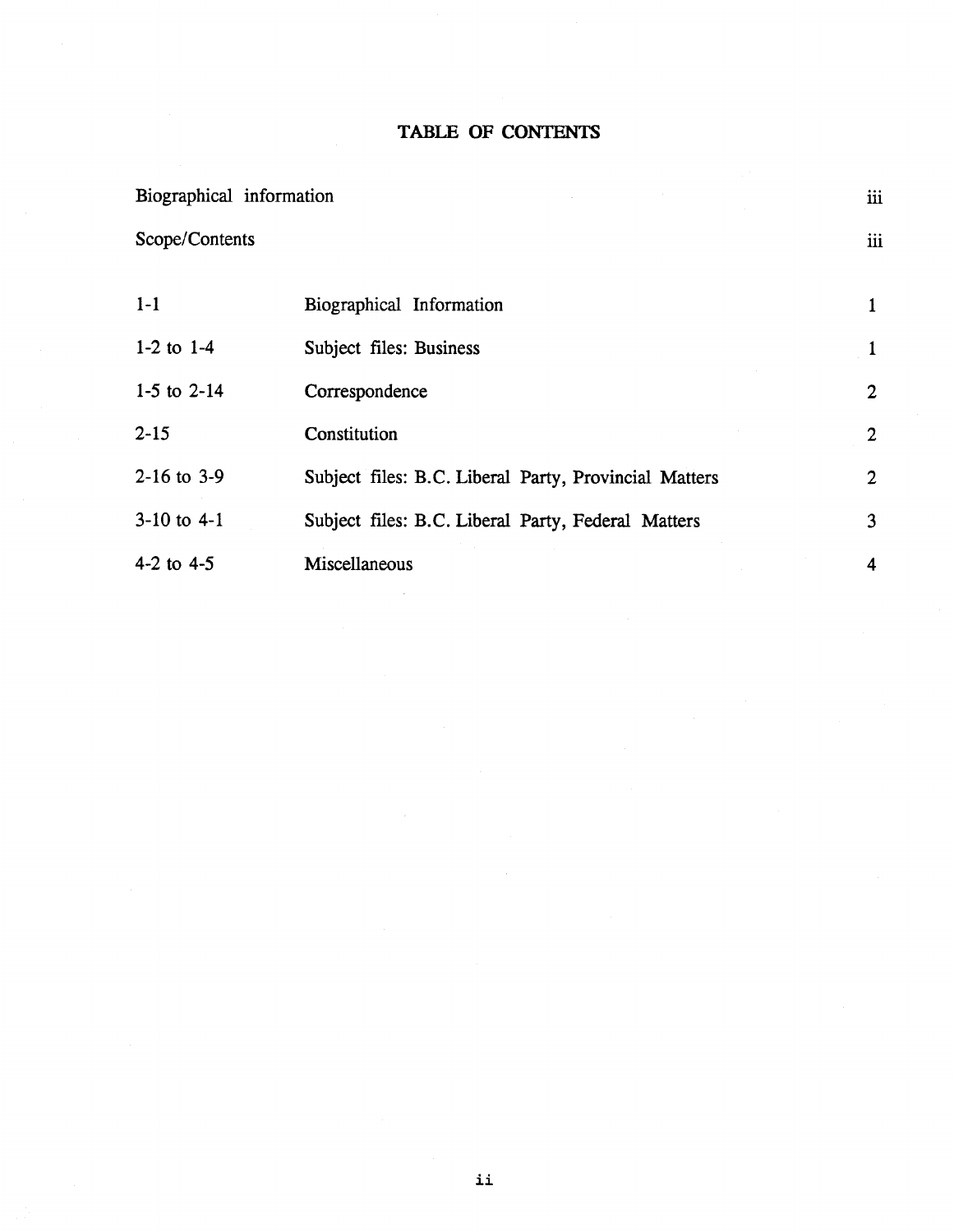# TABLE OF CONTENTS

| | | |
|---|---|---|
| Biographical information | | iii |
| Scope/Contents | | iii |
| 1-1 | Biographical Information | 1 |
| 1-2 to 1-4 | Subject files: Business | 1 |
| 1-5 to 2-14 | Correspondence | 2 |
| 2-15 | Constitution | 2 |
| 2-16 to 3-9 | Subject files: B.C. Liberal Party, Provincial Matters | 2 |
| 3-10 to 4-1 | Subject files: B.C. Liberal Party, Federal Matters | 3 |
| 4-2 to 4-5 | Miscellaneous | 4 |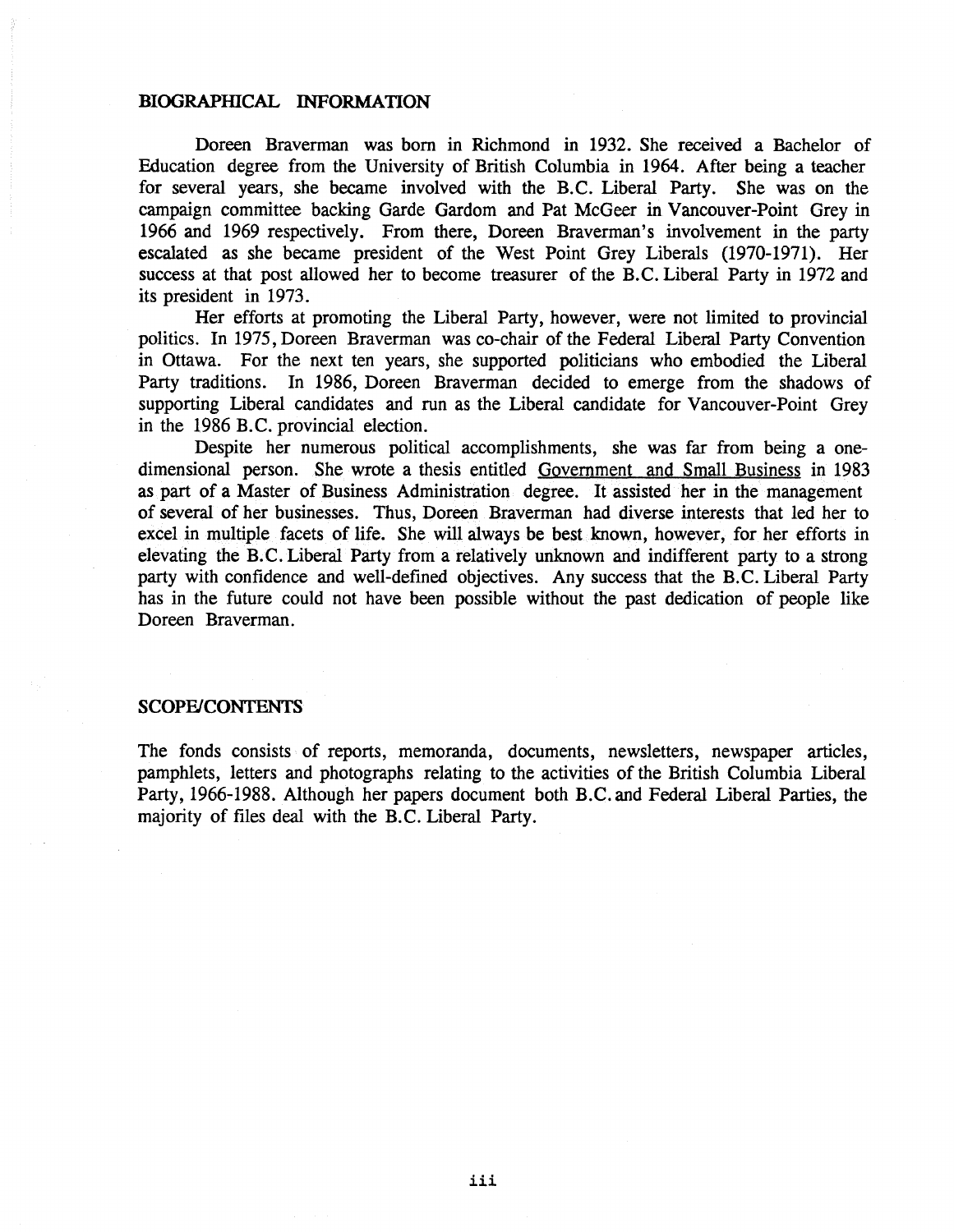## BIOGRAPHICAL INFORMATION

Doreen Braverman was born in Richmond in 1932. She received a Bachelor of Education degree from the University of British Columbia in 1964. After being a teacher for several years, she became involved with the B.C. Liberal Party. She was on the campaign committee backing Garde Gardom and Pat McGeer in Vancouver-Point Grey in 1966 and 1969 respectively. From there, Doreen Braverman's involvement in the party escalated as she became president of the West Point Grey Liberals (1970-1971). Her success at that post allowed her to become treasurer of the B.C. Liberal Party in 1972 and its president in 1973.

Her efforts at promoting the Liberal Party, however, were not limited to provincial politics. In 1975, Doreen Braverman was co-chair of the Federal Liberal Party Convention in Ottawa. For the next ten years, she supported politicians who embodied the Liberal Party traditions. In 1986, Doreen Braverman decided to emerge from the shadows of supporting Liberal candidates and run as the Liberal candidate for Vancouver-Point Grey in the 1986 B.C. provincial election.

Despite her numerous political accomplishments, she was far from being a one-dimensional person. She wrote a thesis entitled Government and Small Business in 1983 as part of a Master of Business Administration degree. It assisted her in the management of several of her businesses. Thus, Doreen Braverman had diverse interests that led her to excel in multiple facets of life. She will always be best known, however, for her efforts in elevating the B.C. Liberal Party from a relatively unknown and indifferent party to a strong party with confidence and well-defined objectives. Any success that the B.C. Liberal Party has in the future could not have been possible without the past dedication of people like Doreen Braverman.

## SCOPE/CONTENTS

The fonds consists of reports, memoranda, documents, newsletters, newspaper articles, pamphlets, letters and photographs relating to the activities of the British Columbia Liberal Party, 1966-1988. Although her papers document both B.C. and Federal Liberal Parties, the majority of files deal with the B.C. Liberal Party.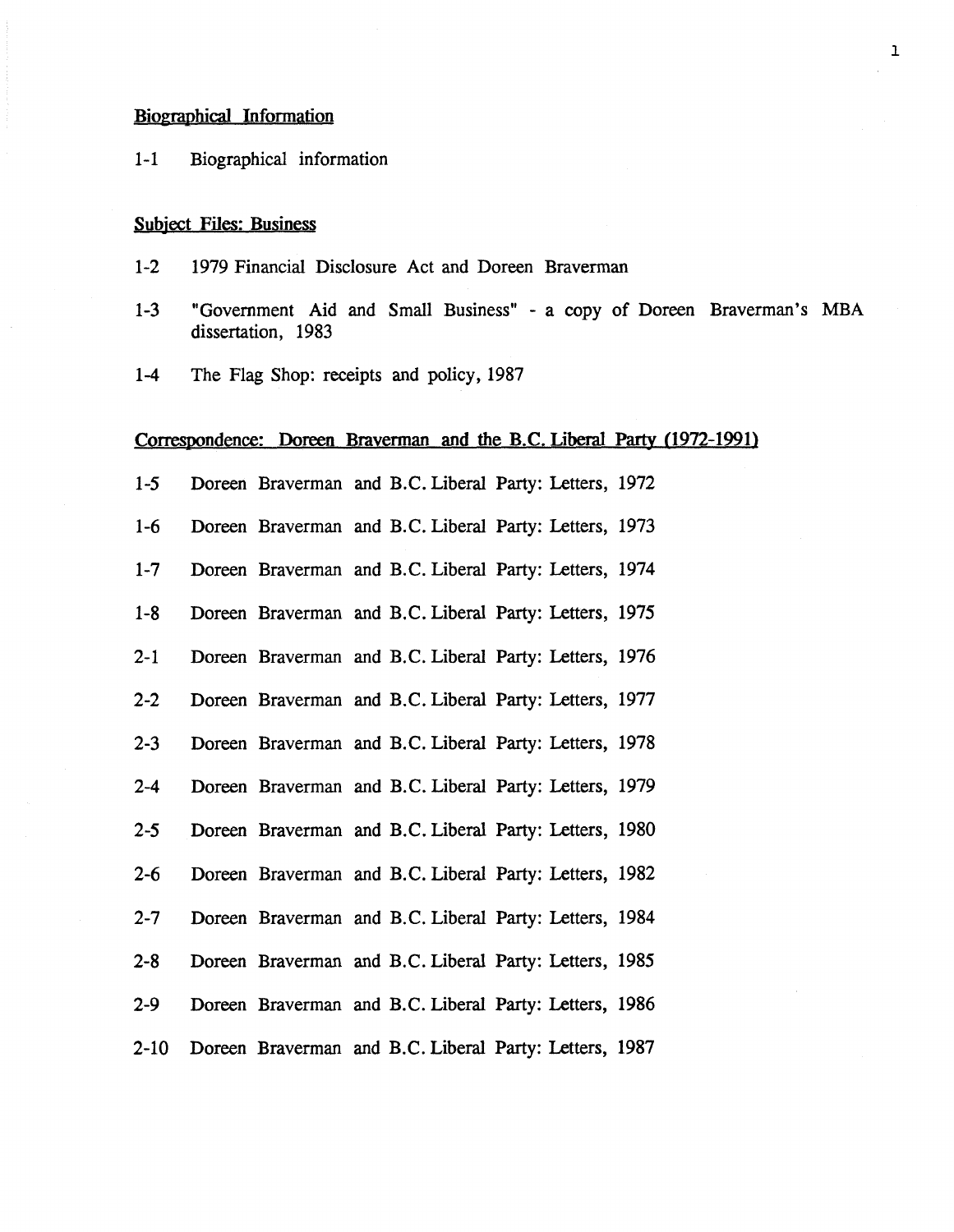## Biographical Information

1-1 Biographical information

## Subject Files: Business

1-2 1979 Financial Disclosure Act and Doreen Braverman

1-3 "Government Aid and Small Business" - a copy of Doreen Braverman's MBA dissertation, 1983

1-4 The Flag Shop: receipts and policy, 1987

## Correspondence: Doreen Braverman and the B.C. Liberal Party (1972-1991)

1-5 Doreen Braverman and B.C. Liberal Party: Letters, 1972

1-6 Doreen Braverman and B.C. Liberal Party: Letters, 1973

1-7 Doreen Braverman and B.C. Liberal Party: Letters, 1974

1-8 Doreen Braverman and B.C. Liberal Party: Letters, 1975

2-1 Doreen Braverman and B.C. Liberal Party: Letters, 1976

2-2 Doreen Braverman and B.C. Liberal Party: Letters, 1977

2-3 Doreen Braverman and B.C. Liberal Party: Letters, 1978

2-4 Doreen Braverman and B.C. Liberal Party: Letters, 1979

2-5 Doreen Braverman and B.C. Liberal Party: Letters, 1980

2-6 Doreen Braverman and B.C. Liberal Party: Letters, 1982

2-7 Doreen Braverman and B.C. Liberal Party: Letters, 1984

2-8 Doreen Braverman and B.C. Liberal Party: Letters, 1985

2-9 Doreen Braverman and B.C. Liberal Party: Letters, 1986

2-10 Doreen Braverman and B.C. Liberal Party: Letters, 1987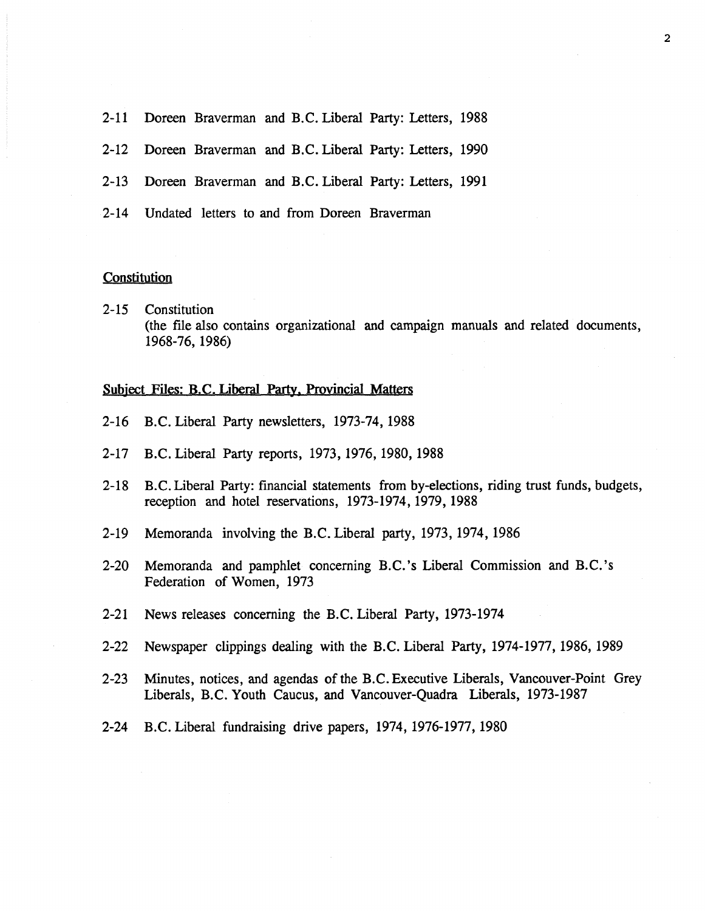2-11 Doreen Braverman and B.C. Liberal Party: Letters, 1988

2-12 Doreen Braverman and B.C. Liberal Party: Letters, 1990

2-13 Doreen Braverman and B.C. Liberal Party: Letters, 1991

2-14 Undated letters to and from Doreen Braverman

## Constitution

2-15 Constitution
(the file also contains organizational and campaign manuals and related documents, 1968-76, 1986)

## Subject Files: B.C. Liberal Party, Provincial Matters

2-16 B.C. Liberal Party newsletters, 1973-74, 1988

2-17 B.C. Liberal Party reports, 1973, 1976, 1980, 1988

2-18 B.C. Liberal Party: financial statements from by-elections, riding trust funds, budgets, reception and hotel reservations, 1973-1974, 1979, 1988

2-19 Memoranda involving the B.C. Liberal party, 1973, 1974, 1986

2-20 Memoranda and pamphlet concerning B.C.'s Liberal Commission and B.C.'s Federation of Women, 1973

2-21 News releases concerning the B.C. Liberal Party, 1973-1974

2-22 Newspaper clippings dealing with the B.C. Liberal Party, 1974-1977, 1986, 1989

2-23 Minutes, notices, and agendas of the B.C. Executive Liberals, Vancouver-Point Grey Liberals, B.C. Youth Caucus, and Vancouver-Quadra Liberals, 1973-1987

2-24 B.C. Liberal fundraising drive papers, 1974, 1976-1977, 1980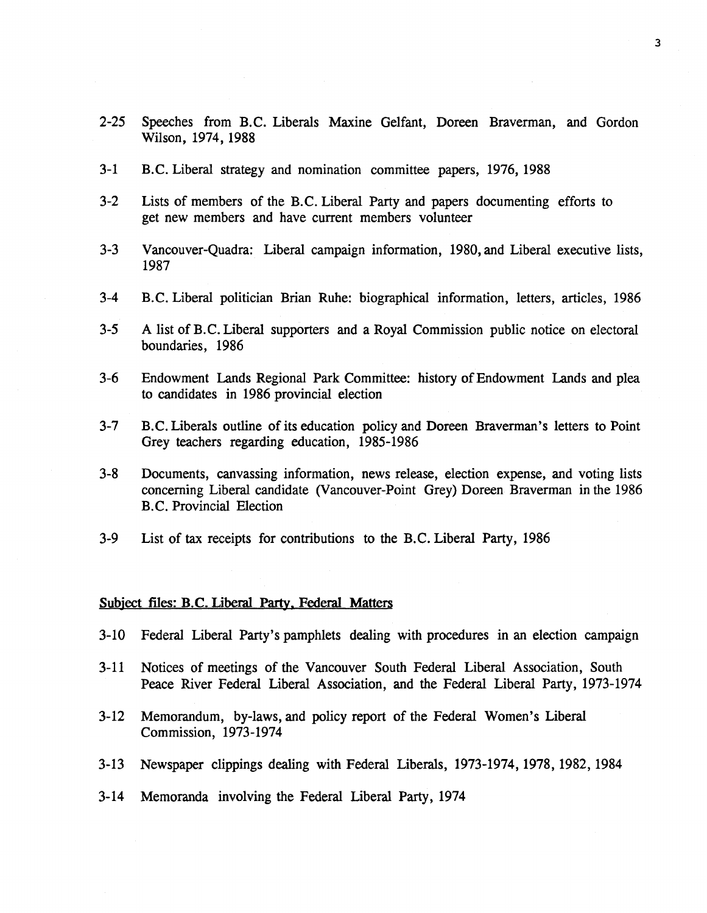2-25 Speeches from B.C. Liberals Maxine Gelfant, Doreen Braverman, and Gordon Wilson, 1974, 1988

3-1 B.C. Liberal strategy and nomination committee papers, 1976, 1988

3-2 Lists of members of the B.C. Liberal Party and papers documenting efforts to get new members and have current members volunteer

3-3 Vancouver-Quadra: Liberal campaign information, 1980, and Liberal executive lists, 1987

3-4 B.C. Liberal politician Brian Ruhe: biographical information, letters, articles, 1986

3-5 A list of B.C. Liberal supporters and a Royal Commission public notice on electoral boundaries, 1986

3-6 Endowment Lands Regional Park Committee: history of Endowment Lands and plea to candidates in 1986 provincial election

3-7 B.C. Liberals outline of its education policy and Doreen Braverman's letters to Point Grey teachers regarding education, 1985-1986

3-8 Documents, canvassing information, news release, election expense, and voting lists concerning Liberal candidate (Vancouver-Point Grey) Doreen Braverman in the 1986 B.C. Provincial Election

3-9 List of tax receipts for contributions to the B.C. Liberal Party, 1986

## Subject files: B.C. Liberal Party, Federal Matters

3-10 Federal Liberal Party's pamphlets dealing with procedures in an election campaign

3-11 Notices of meetings of the Vancouver South Federal Liberal Association, South Peace River Federal Liberal Association, and the Federal Liberal Party, 1973-1974

3-12 Memorandum, by-laws, and policy report of the Federal Women's Liberal Commission, 1973-1974

3-13 Newspaper clippings dealing with Federal Liberals, 1973-1974, 1978, 1982, 1984

3-14 Memoranda involving the Federal Liberal Party, 1974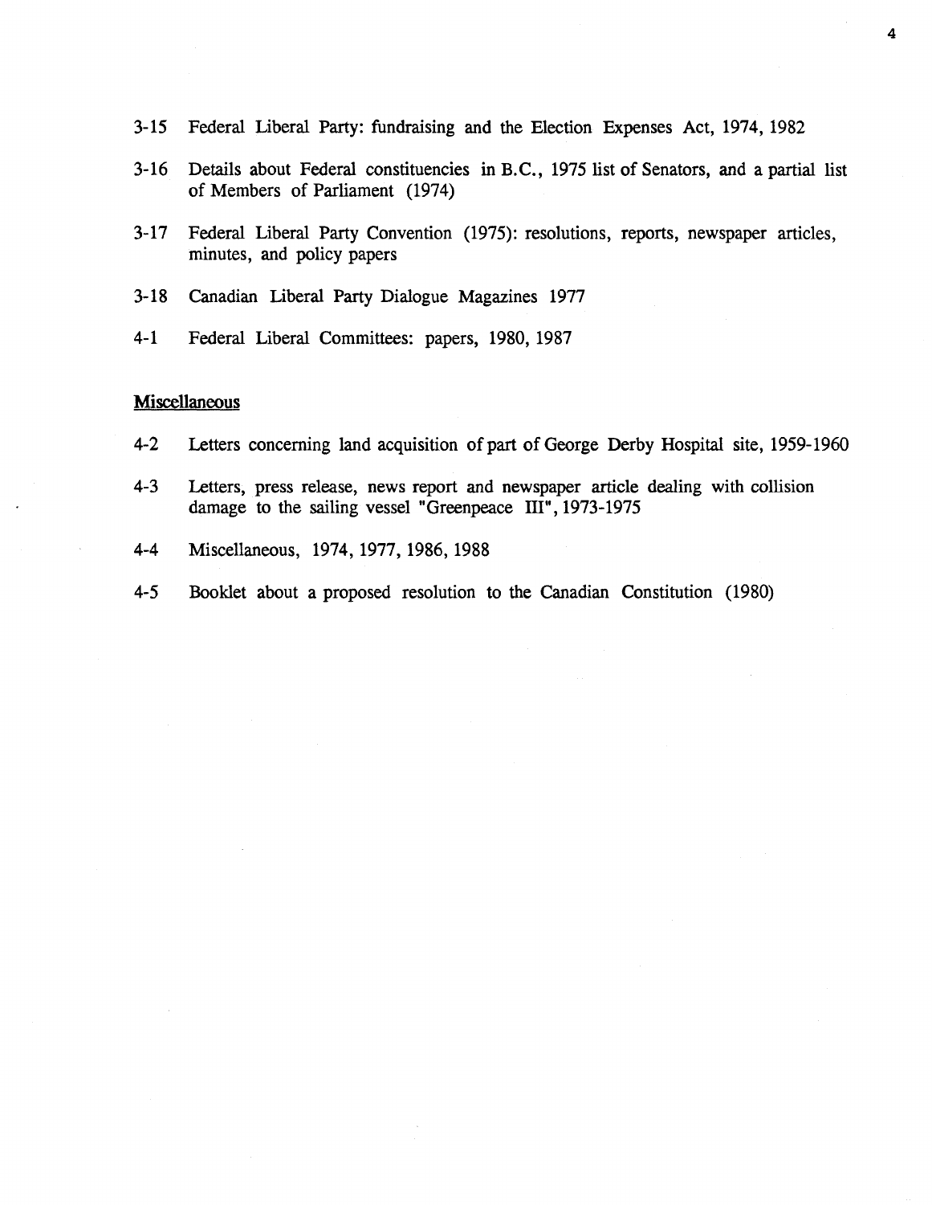3-15 Federal Liberal Party: fundraising and the Election Expenses Act, 1974, 1982

3-16 Details about Federal constituencies in B.C., 1975 list of Senators, and a partial list of Members of Parliament (1974)

3-17 Federal Liberal Party Convention (1975): resolutions, reports, newspaper articles, minutes, and policy papers

3-18 Canadian Liberal Party Dialogue Magazines 1977

4-1 Federal Liberal Committees: papers, 1980, 1987

<u>Miscellaneous</u>

4-2 Letters concerning land acquisition of part of George Derby Hospital site, 1959-1960

4-3 Letters, press release, news report and newspaper article dealing with collision damage to the sailing vessel "Greenpeace III", 1973-1975

4-4 Miscellaneous, 1974, 1977, 1986, 1988

4-5 Booklet about a proposed resolution to the Canadian Constitution (1980)